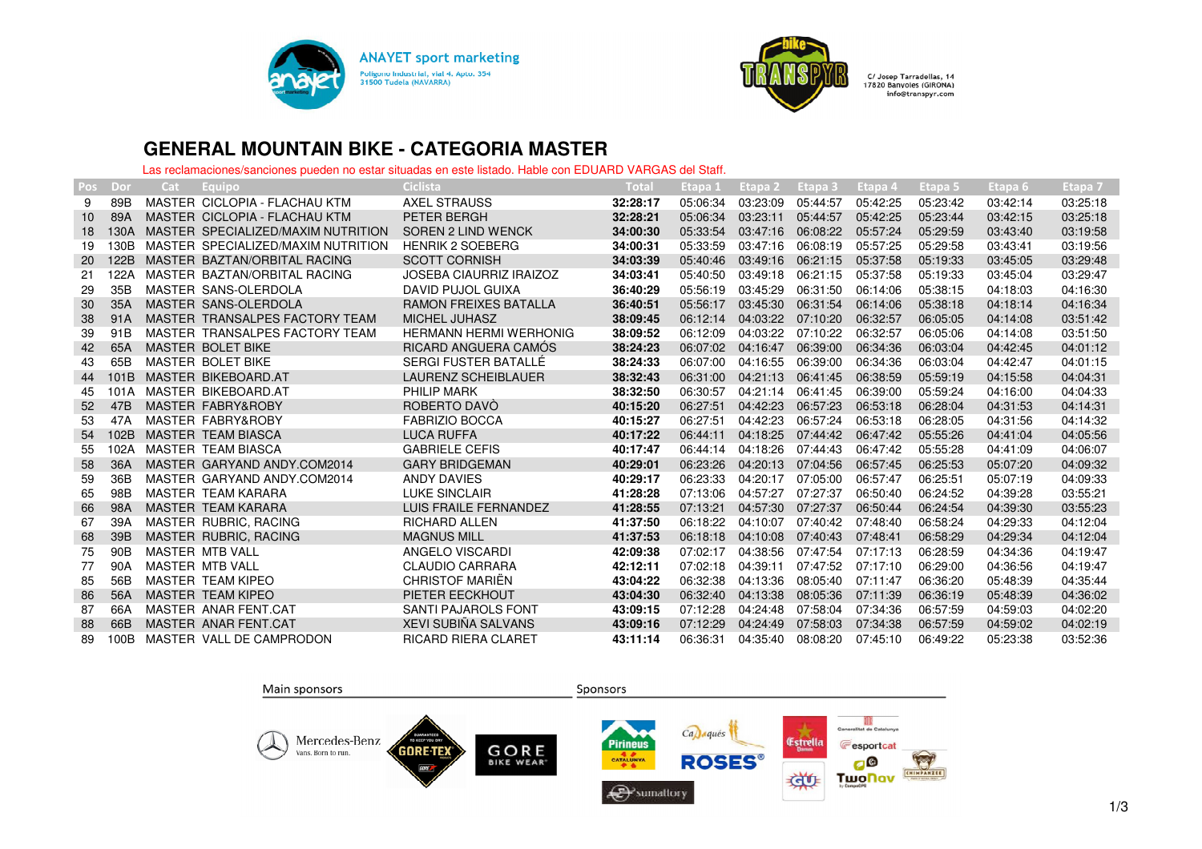ANAYET sport marketing
Poligono Industrial, vial 4. Apto. 354
31500 Tudela (NAVARRA)

C/ Josep Tarradellas, 14
17820 Banyoles (GIRONA)
info@transpyr.com

# GENERAL MOUNTAIN BIKE - CATEGORIA MASTER

Las reclamaciones/sanciones pueden no estar situadas en este listado. Hable con EDUARD VARGAS del Staff.

| Pos | Dor | Cat | Equipo | Ciclista | Total | Etapa 1 | Etapa 2 | Etapa 3 | Etapa 4 | Etapa 5 | Etapa 6 | Etapa 7 |
|---|---|---|---|---|---|---|---|---|---|---|---|---|
| 9 | 89B | MASTER | CICLOPIA - FLACHAU KTM | AXEL STRAUSS | **32:28:17** | 05:06:34 | 03:23:09 | 05:44:57 | 05:42:25 | 05:23:42 | 03:42:14 | 03:25:18 |
| 10 | 89A | MASTER | CICLOPIA - FLACHAU KTM | PETER BERGH | **32:28:21** | 05:06:34 | 03:23:11 | 05:44:57 | 05:42:25 | 05:23:44 | 03:42:15 | 03:25:18 |
| 18 | 130A | MASTER | SPECIALIZED/MAXIM NUTRITION | SOREN 2 LIND WENCK | **34:00:30** | 05:33:54 | 03:47:16 | 06:08:22 | 05:57:24 | 05:29:59 | 03:43:40 | 03:19:58 |
| 19 | 130B | MASTER | SPECIALIZED/MAXIM NUTRITION | HENRIK 2 SOEBERG | **34:00:31** | 05:33:59 | 03:47:16 | 06:08:19 | 05:57:25 | 05:29:58 | 03:43:41 | 03:19:56 |
| 20 | 122B | MASTER | BAZTAN/ORBITAL RACING | SCOTT CORNISH | **34:03:39** | 05:40:46 | 03:49:16 | 06:21:15 | 05:37:58 | 05:19:33 | 03:45:05 | 03:29:48 |
| 21 | 122A | MASTER | BAZTAN/ORBITAL RACING | JOSEBA CIAURRIZ IRAIZOZ | **34:03:41** | 05:40:50 | 03:49:18 | 06:21:15 | 05:37:58 | 05:19:33 | 03:45:04 | 03:29:47 |
| 29 | 35B | MASTER | SANS-OLERDOLA | DAVID PUJOL GUIXA | **36:40:29** | 05:56:19 | 03:45:29 | 06:31:50 | 06:14:06 | 05:38:15 | 04:18:03 | 04:16:30 |
| 30 | 35A | MASTER | SANS-OLERDOLA | RAMON FREIXES BATALLA | **36:40:51** | 05:56:17 | 03:45:30 | 06:31:54 | 06:14:06 | 05:38:18 | 04:18:14 | 04:16:34 |
| 38 | 91A | MASTER | TRANSALPES FACTORY TEAM | MICHEL JUHASZ | **38:09:45** | 06:12:14 | 04:03:22 | 07:10:20 | 06:32:57 | 06:05:05 | 04:14:08 | 03:51:42 |
| 39 | 91B | MASTER | TRANSALPES FACTORY TEAM | HERMANN HERMI WERHONIG | **38:09:52** | 06:12:09 | 04:03:22 | 07:10:22 | 06:32:57 | 06:05:06 | 04:14:08 | 03:51:50 |
| 42 | 65A | MASTER | BOLET BIKE | RICARD ANGUERA CAMÓS | **38:24:23** | 06:07:02 | 04:16:47 | 06:39:00 | 06:34:36 | 06:03:04 | 04:42:45 | 04:01:12 |
| 43 | 65B | MASTER | BOLET BIKE | SERGI FUSTER BATALLÉ | **38:24:33** | 06:07:00 | 04:16:55 | 06:39:00 | 06:34:36 | 06:03:04 | 04:42:47 | 04:01:15 |
| 44 | 101B | MASTER | BIKEBOARD.AT | LAURENZ SCHEIBLAUER | **38:32:43** | 06:31:00 | 04:21:13 | 06:41:45 | 06:38:59 | 05:59:19 | 04:15:58 | 04:04:31 |
| 45 | 101A | MASTER | BIKEBOARD.AT | PHILIP MARK | **38:32:50** | 06:30:57 | 04:21:14 | 06:41:45 | 06:39:00 | 05:59:24 | 04:16:00 | 04:04:33 |
| 52 | 47B | MASTER | FABRY&ROBY | ROBERTO DAVÒ | **40:15:20** | 06:27:51 | 04:42:23 | 06:57:23 | 06:53:18 | 06:28:04 | 04:31:53 | 04:14:31 |
| 53 | 47A | MASTER | FABRY&ROBY | FABRIZIO BOCCA | **40:15:27** | 06:27:51 | 04:42:23 | 06:57:24 | 06:53:18 | 06:28:05 | 04:31:56 | 04:14:32 |
| 54 | 102B | MASTER | TEAM BIASCA | LUCA RUFFA | **40:17:22** | 06:44:11 | 04:18:25 | 07:44:42 | 06:47:42 | 05:55:26 | 04:41:04 | 04:05:56 |
| 55 | 102A | MASTER | TEAM BIASCA | GABRIELE CEFIS | **40:17:47** | 06:44:14 | 04:18:26 | 07:44:43 | 06:47:42 | 05:55:28 | 04:41:09 | 04:06:07 |
| 58 | 36A | MASTER | GARYAND ANDY.COM2014 | GARY BRIDGEMAN | **40:29:01** | 06:23:26 | 04:20:13 | 07:04:56 | 06:57:45 | 06:25:53 | 05:07:20 | 04:09:32 |
| 59 | 36B | MASTER | GARYAND ANDY.COM2014 | ANDY DAVIES | **40:29:17** | 06:23:33 | 04:20:17 | 07:05:00 | 06:57:47 | 06:25:51 | 05:07:19 | 04:09:33 |
| 65 | 98B | MASTER | TEAM KARARA | LUKE SINCLAIR | **41:28:28** | 07:13:06 | 04:57:27 | 07:27:37 | 06:50:40 | 06:24:52 | 04:39:28 | 03:55:21 |
| 66 | 98A | MASTER | TEAM KARARA | LUIS FRAILE FERNANDEZ | **41:28:55** | 07:13:21 | 04:57:30 | 07:27:37 | 06:50:44 | 06:24:54 | 04:39:30 | 03:55:23 |
| 67 | 39A | MASTER | RUBRIC, RACING | RICHARD ALLEN | **41:37:50** | 06:18:22 | 04:10:07 | 07:40:42 | 07:48:40 | 06:58:24 | 04:29:33 | 04:12:04 |
| 68 | 39B | MASTER | RUBRIC, RACING | MAGNUS MILL | **41:37:53** | 06:18:18 | 04:10:08 | 07:40:43 | 07:48:41 | 06:58:29 | 04:29:34 | 04:12:04 |
| 75 | 90B | MASTER | MTB VALL | ANGELO VISCARDI | **42:09:38** | 07:02:17 | 04:38:56 | 07:47:54 | 07:17:13 | 06:28:59 | 04:34:36 | 04:19:47 |
| 77 | 90A | MASTER | MTB VALL | CLAUDIO CARRARA | **42:12:11** | 07:02:18 | 04:39:11 | 07:47:52 | 07:17:10 | 06:29:00 | 04:36:56 | 04:19:47 |
| 85 | 56B | MASTER | TEAM KIPEO | CHRISTOF MARIËN | **43:04:22** | 06:32:38 | 04:13:36 | 08:05:40 | 07:11:47 | 06:36:20 | 05:48:39 | 04:35:44 |
| 86 | 56A | MASTER | TEAM KIPEO | PIETER EECKHOUT | **43:04:30** | 06:32:40 | 04:13:38 | 08:05:36 | 07:11:39 | 06:36:19 | 05:48:39 | 04:36:02 |
| 87 | 66A | MASTER | ANAR FENT.CAT | SANTI PAJAROLS FONT | **43:09:15** | 07:12:28 | 04:24:48 | 07:58:04 | 07:34:36 | 06:57:59 | 04:59:03 | 04:02:20 |
| 88 | 66B | MASTER | ANAR FENT.CAT | XEVI SUBIÑA SALVANS | **43:09:16** | 07:12:29 | 04:24:49 | 07:58:03 | 07:34:38 | 06:57:59 | 04:59:02 | 04:02:19 |
| 89 | 100B | MASTER | VALL DE CAMPRODON | RICARD RIERA CLARET | **43:11:14** | 06:36:31 | 04:35:40 | 08:08:20 | 07:45:10 | 06:49:22 | 05:23:38 | 03:52:36 |

Main sponsors

Sponsors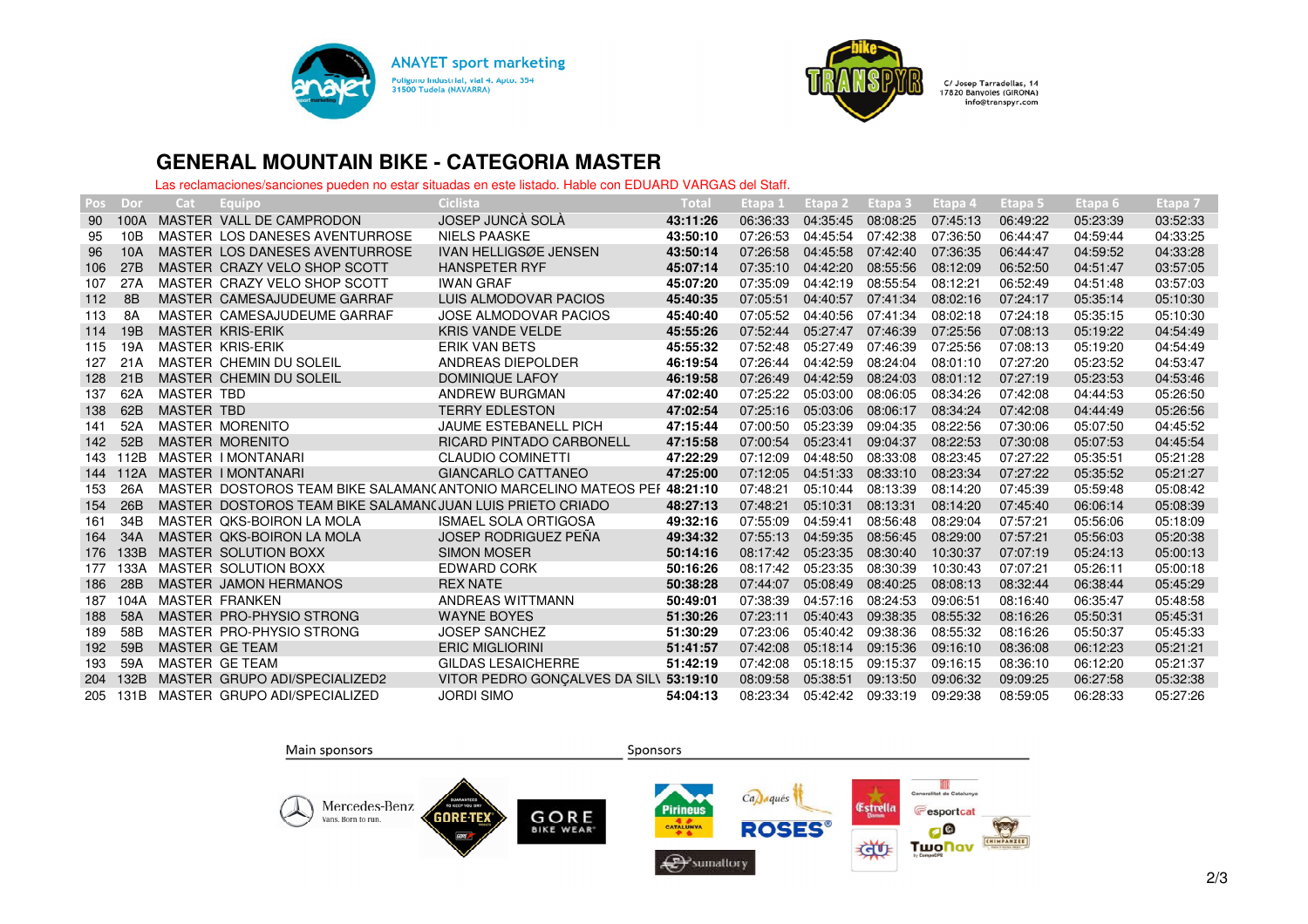ANAYET sport marketing
Polígono Industrial, vial 4. Apto. 354
31500 Tudela (NAVARRA)

C/ Josep Tarradellas, 14
17820 Banyoles (GIRONA)
info@transpyr.com

# GENERAL MOUNTAIN BIKE - CATEGORIA MASTER

Las reclamaciones/sanciones pueden no estar situadas en este listado. Hable con EDUARD VARGAS del Staff.

| Pos | Dor | Cat | Equipo | Ciclista | Total | Etapa 1 | Etapa 2 | Etapa 3 | Etapa 4 | Etapa 5 | Etapa 6 | Etapa 7 |
|---|---|---|---|---|---|---|---|---|---|---|---|---|
| 90 | 100A | MASTER | VALL DE CAMPRODON | JOSEP JUNCÀ SOLÀ | **43:11:26** | 06:36:33 | 04:35:45 | 08:08:25 | 07:45:13 | 06:49:22 | 05:23:39 | 03:52:33 |
| 95 | 10B | MASTER | LOS DANESES AVENTURROSE | NIELS PAASKE | **43:50:10** | 07:26:53 | 04:45:54 | 07:42:38 | 07:36:50 | 06:44:47 | 04:59:44 | 04:33:25 |
| 96 | 10A | MASTER | LOS DANESES AVENTURROSE | IVAN HELLIGSØE JENSEN | **43:50:14** | 07:26:58 | 04:45:58 | 07:42:40 | 07:36:35 | 06:44:47 | 04:59:52 | 04:33:28 |
| 106 | 27B | MASTER | CRAZY VELO SHOP SCOTT | HANSPETER RYF | **45:07:14** | 07:35:10 | 04:42:20 | 08:55:56 | 08:12:09 | 06:52:50 | 04:51:47 | 03:57:05 |
| 107 | 27A | MASTER | CRAZY VELO SHOP SCOTT | IWAN GRAF | **45:07:20** | 07:35:09 | 04:42:19 | 08:55:54 | 08:12:21 | 06:52:49 | 04:51:48 | 03:57:03 |
| 112 | 8B | MASTER | CAMESAJUDEUME GARRAF | LUIS ALMODOVAR PACIOS | **45:40:35** | 07:05:51 | 04:40:57 | 07:41:34 | 08:02:16 | 07:24:17 | 05:35:14 | 05:10:30 |
| 113 | 8A | MASTER | CAMESAJUDEUME GARRAF | JOSE ALMODOVAR PACIOS | **45:40:40** | 07:05:52 | 04:40:56 | 07:41:34 | 08:02:18 | 07:24:18 | 05:35:15 | 05:10:30 |
| 114 | 19B | MASTER | KRIS-ERIK | KRIS VANDE VELDE | **45:55:26** | 07:52:44 | 05:27:47 | 07:46:39 | 07:25:56 | 07:08:13 | 05:19:22 | 04:54:49 |
| 115 | 19A | MASTER | KRIS-ERIK | ERIK VAN BETS | **45:55:32** | 07:52:48 | 05:27:49 | 07:46:39 | 07:25:56 | 07:08:13 | 05:19:20 | 04:54:49 |
| 127 | 21A | MASTER | CHEMIN DU SOLEIL | ANDREAS DIEPOLDER | **46:19:54** | 07:26:44 | 04:42:59 | 08:24:04 | 08:01:10 | 07:27:20 | 05:23:52 | 04:53:47 |
| 128 | 21B | MASTER | CHEMIN DU SOLEIL | DOMINIQUE LAFOY | **46:19:58** | 07:26:49 | 04:42:59 | 08:24:03 | 08:01:12 | 07:27:19 | 05:23:53 | 04:53:46 |
| 137 | 62A | MASTER | TBD | ANDREW BURGMAN | **47:02:40** | 07:25:22 | 05:03:00 | 08:06:05 | 08:34:26 | 07:42:08 | 04:44:53 | 05:26:50 |
| 138 | 62B | MASTER | TBD | TERRY EDLESTON | **47:02:54** | 07:25:16 | 05:03:06 | 08:06:17 | 08:34:24 | 07:42:08 | 04:44:49 | 05:26:56 |
| 141 | 52A | MASTER | MORENITO | JAUME ESTEBANELL PICH | **47:15:44** | 07:00:50 | 05:23:39 | 09:04:35 | 08:22:56 | 07:30:06 | 05:07:50 | 04:45:52 |
| 142 | 52B | MASTER | MORENITO | RICARD PINTADO CARBONELL | **47:15:58** | 07:00:54 | 05:23:41 | 09:04:37 | 08:22:53 | 07:30:08 | 05:07:53 | 04:45:54 |
| 143 | 112B | MASTER | I MONTANARI | CLAUDIO COMINETTI | **47:22:29** | 07:12:09 | 04:48:50 | 08:33:08 | 08:23:45 | 07:27:22 | 05:35:51 | 05:21:28 |
| 144 | 112A | MASTER | I MONTANARI | GIANCARLO CATTANEO | **47:25:00** | 07:12:05 | 04:51:33 | 08:33:10 | 08:23:34 | 07:27:22 | 05:35:52 | 05:21:27 |
| 153 | 26A | MASTER | DOSTOROS TEAM BIKE SALAMAN( | ANTONIO MARCELINO MATEOS PEI | **48:21:10** | 07:48:21 | 05:10:44 | 08:13:39 | 08:14:20 | 07:45:39 | 05:59:48 | 05:08:42 |
| 154 | 26B | MASTER | DOSTOROS TEAM BIKE SALAMAN( | JUAN LUIS PRIETO CRIADO | **48:27:13** | 07:48:21 | 05:10:31 | 08:13:31 | 08:14:20 | 07:45:40 | 06:06:14 | 05:08:39 |
| 161 | 34B | MASTER | QKS-BOIRON LA MOLA | ISMAEL SOLA ORTIGOSA | **49:32:16** | 07:55:09 | 04:59:41 | 08:56:48 | 08:29:04 | 07:57:21 | 05:56:06 | 05:18:09 |
| 164 | 34A | MASTER | QKS-BOIRON LA MOLA | JOSEP RODRIGUEZ PEÑA | **49:34:32** | 07:55:13 | 04:59:35 | 08:56:45 | 08:29:00 | 07:57:21 | 05:56:03 | 05:20:38 |
| 176 | 133B | MASTER | SOLUTION BOXX | SIMON MOSER | **50:14:16** | 08:17:42 | 05:23:35 | 08:30:40 | 10:30:37 | 07:07:19 | 05:24:13 | 05:00:13 |
| 177 | 133A | MASTER | SOLUTION BOXX | EDWARD CORK | **50:16:26** | 08:17:42 | 05:23:35 | 08:30:39 | 10:30:43 | 07:07:21 | 05:26:11 | 05:00:18 |
| 186 | 28B | MASTER | JAMON HERMANOS | REX NATE | **50:38:28** | 07:44:07 | 05:08:49 | 08:40:25 | 08:08:13 | 08:32:44 | 06:38:44 | 05:45:29 |
| 187 | 104A | MASTER | FRANKEN | ANDREAS WITTMANN | **50:49:01** | 07:38:39 | 04:57:16 | 08:24:53 | 09:06:51 | 08:16:40 | 06:35:47 | 05:48:58 |
| 188 | 58A | MASTER | PRO-PHYSIO STRONG | WAYNE BOYES | **51:30:26** | 07:23:11 | 05:40:43 | 09:38:35 | 08:55:32 | 08:16:26 | 05:50:31 | 05:45:31 |
| 189 | 58B | MASTER | PRO-PHYSIO STRONG | JOSEP SANCHEZ | **51:30:29** | 07:23:06 | 05:40:42 | 09:38:36 | 08:55:32 | 08:16:26 | 05:50:37 | 05:45:33 |
| 192 | 59B | MASTER | GE TEAM | ERIC MIGLIORINI | **51:41:57** | 07:42:08 | 05:18:14 | 09:15:36 | 09:16:10 | 08:36:08 | 06:12:23 | 05:21:21 |
| 193 | 59A | MASTER | GE TEAM | GILDAS LESAICHERRE | **51:42:19** | 07:42:08 | 05:18:15 | 09:15:37 | 09:16:15 | 08:36:10 | 06:12:20 | 05:21:37 |
| 204 | 132B | MASTER | GRUPO ADI/SPECIALIZED2 | VITOR PEDRO GONÇALVES DA SIL\ | **53:19:10** | 08:09:58 | 05:38:51 | 09:13:50 | 09:06:32 | 09:09:25 | 06:27:58 | 05:32:38 |
| 205 | 131B | MASTER | GRUPO ADI/SPECIALIZED | JORDI SIMO | **54:04:13** | 08:23:34 | 05:42:42 | 09:33:19 | 09:29:38 | 08:59:05 | 06:28:33 | 05:27:26 |

Main sponsors

Sponsors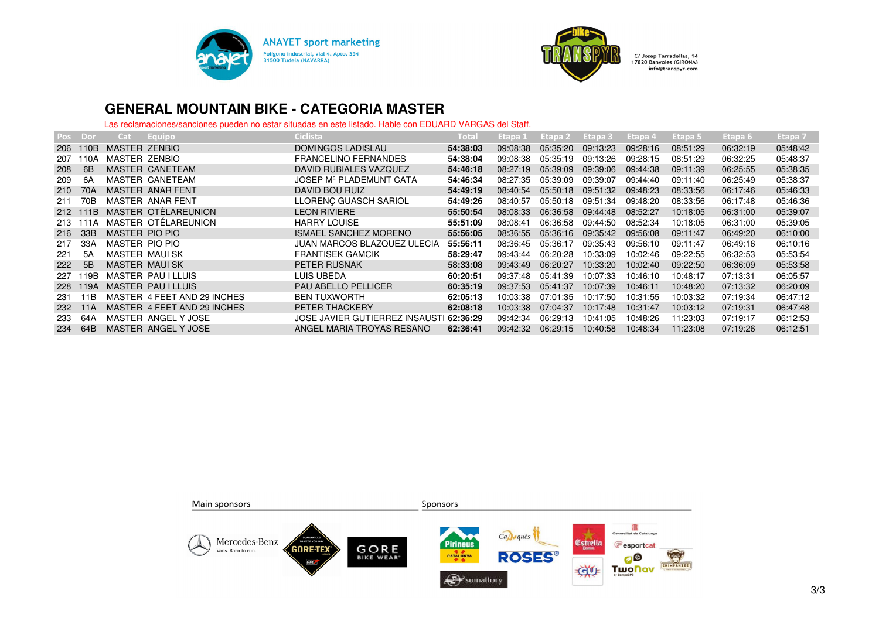ANAYET sport marketing
Polígono Industrial, vial 4. Apto. 354
31500 Tudela (NAVARRA)

C/ Josep Tarradellas, 14
17820 Banyoles (GIRONA)
info@transpyr.com

# GENERAL MOUNTAIN BIKE - CATEGORIA MASTER

Las reclamaciones/sanciones pueden no estar situadas en este listado. Hable con EDUARD VARGAS del Staff.

| Pos | Dor | Cat | Equipo | Ciclista | Total | Etapa 1 | Etapa 2 | Etapa 3 | Etapa 4 | Etapa 5 | Etapa 6 | Etapa 7 |
|---|---|---|---|---|---|---|---|---|---|---|---|---|
| 206 | 110B | MASTER | ZENBIO | DOMINGOS LADISLAU | **54:38:03** | 09:08:38 | 05:35:20 | 09:13:23 | 09:28:16 | 08:51:29 | 06:32:19 | 05:48:42 |
| 207 | 110A | MASTER | ZENBIO | FRANCELINO FERNANDES | **54:38:04** | 09:08:38 | 05:35:19 | 09:13:26 | 09:28:15 | 08:51:29 | 06:32:25 | 05:48:37 |
| 208 | 6B | MASTER | CANETEAM | DAVID RUBIALES VAZQUEZ | **54:46:18** | 08:27:19 | 05:39:09 | 09:39:06 | 09:44:38 | 09:11:39 | 06:25:55 | 05:38:35 |
| 209 | 6A | MASTER | CANETEAM | JOSEP Mª PLADEMUNT CATA | **54:46:34** | 08:27:35 | 05:39:09 | 09:39:07 | 09:44:40 | 09:11:40 | 06:25:49 | 05:38:37 |
| 210 | 70A | MASTER | ANAR FENT | DAVID BOU RUIZ | **54:49:19** | 08:40:54 | 05:50:18 | 09:51:32 | 09:48:23 | 08:33:56 | 06:17:46 | 05:46:33 |
| 211 | 70B | MASTER | ANAR FENT | LLORENÇ GUASCH SARIOL | **54:49:26** | 08:40:57 | 05:50:18 | 09:51:34 | 09:48:20 | 08:33:56 | 06:17:48 | 05:46:36 |
| 212 | 111B | MASTER | OTÉLAREUNION | LEON RIVIERE | **55:50:54** | 08:08:33 | 06:36:58 | 09:44:48 | 08:52:27 | 10:18:05 | 06:31:00 | 05:39:07 |
| 213 | 111A | MASTER | OTÉLAREUNION | HARRY LOUISE | **55:51:09** | 08:08:41 | 06:36:58 | 09:44:50 | 08:52:34 | 10:18:05 | 06:31:00 | 05:39:05 |
| 216 | 33B | MASTER | PIO PIO | ISMAEL SANCHEZ MORENO | **55:56:05** | 08:36:55 | 05:36:16 | 09:35:42 | 09:56:08 | 09:11:47 | 06:49:20 | 06:10:00 |
| 217 | 33A | MASTER | PIO PIO | JUAN MARCOS BLAZQUEZ ULECIA | **55:56:11** | 08:36:45 | 05:36:17 | 09:35:43 | 09:56:10 | 09:11:47 | 06:49:16 | 06:10:16 |
| 221 | 5A | MASTER | MAUI SK | FRANTISEK GAMCIK | **58:29:47** | 09:43:44 | 06:20:28 | 10:33:09 | 10:02:46 | 09:22:55 | 06:32:53 | 05:53:54 |
| 222 | 5B | MASTER | MAUI SK | PETER RUSNAK | **58:33:08** | 09:43:49 | 06:20:27 | 10:33:20 | 10:02:40 | 09:22:50 | 06:36:09 | 05:53:58 |
| 227 | 119B | MASTER | PAU I LLUIS | LUIS UBEDA | **60:20:51** | 09:37:48 | 05:41:39 | 10:07:33 | 10:46:10 | 10:48:17 | 07:13:31 | 06:05:57 |
| 228 | 119A | MASTER | PAU I LLUIS | PAU ABELLO PELLICER | **60:35:19** | 09:37:53 | 05:41:37 | 10:07:39 | 10:46:11 | 10:48:20 | 07:13:32 | 06:20:09 |
| 231 | 11B | MASTER | 4 FEET AND 29 INCHES | BEN TUXWORTH | **62:05:13** | 10:03:38 | 07:01:35 | 10:17:50 | 10:31:55 | 10:03:32 | 07:19:34 | 06:47:12 |
| 232 | 11A | MASTER | 4 FEET AND 29 INCHES | PETER THACKERY | **62:08:18** | 10:03:38 | 07:04:37 | 10:17:48 | 10:31:47 | 10:03:12 | 07:19:31 | 06:47:48 |
| 233 | 64A | MASTER | ANGEL Y JOSE | JOSE JAVIER GUTIERREZ INSAUSTI | **62:36:29** | 09:42:34 | 06:29:13 | 10:41:05 | 10:48:26 | 11:23:03 | 07:19:17 | 06:12:53 |
| 234 | 64B | MASTER | ANGEL Y JOSE | ANGEL MARIA TROYAS RESANO | **62:36:41** | 09:42:32 | 06:29:15 | 10:40:58 | 10:48:34 | 11:23:08 | 07:19:26 | 06:12:51 |

Main sponsors

Sponsors